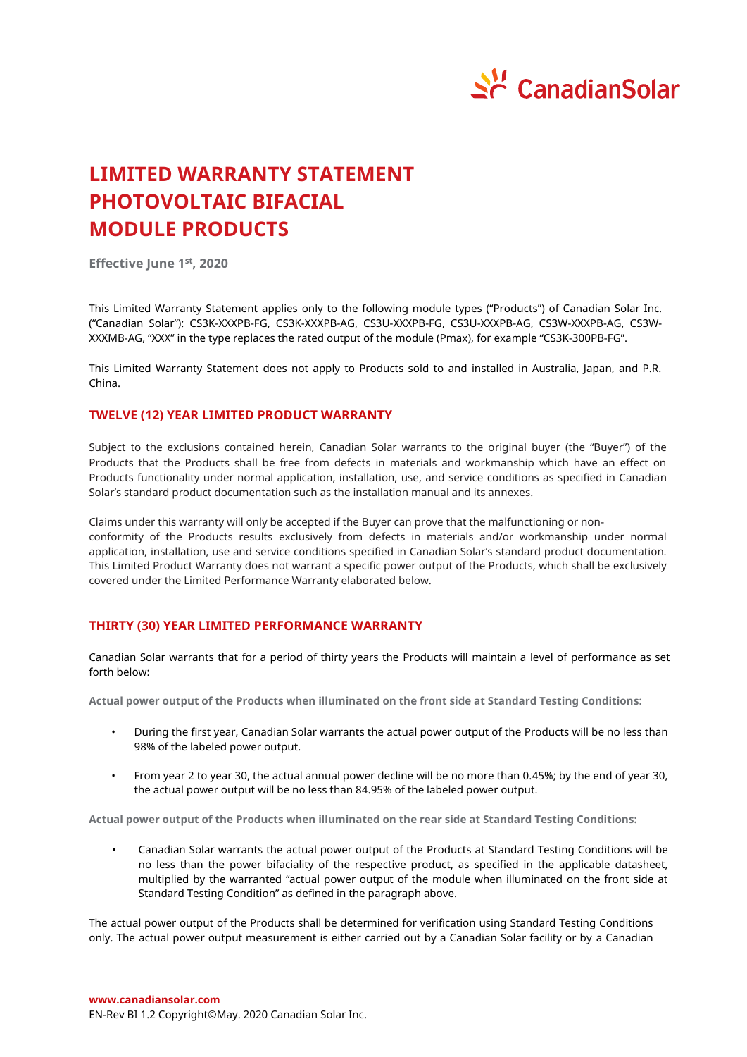# LIMITED WARRANTY STATEMENT PHOTOVOLTAIC BIFACIAL MODULE PRODUCTS

**Effective June 1st, 2020**

This Limited Warranty Statement applies only to the following module types ("Products") of Canadian Solar Inc. ("Canadian Solar"): CS3K-XXXPB-FG, CS3K-XXXPB-AG, CS3U-XXXPB-FG, CS3U-XXXPB-AG, CS3W-XXXPB-AG, CS3W-XXXMB-AG, "XXX" in the type replaces the rated output of the module (Pmax), for example "CS3K-300PB-FG".

This Limited Warranty Statement does not apply to Products sold to and installed in Australia, Japan, and P.R. China.

## TWELVE (12) YEAR LIMITED PRODUCT WARRANTY

Subject to the exclusions contained herein, Canadian Solar warrants to the original buyer (the "Buyer") of the Products that the Products shall be free from defects in materials and workmanship which have an effect on Products functionality under normal application, installation, use, and service conditions as specified in Canadian Solar's standard product documentation such as the installation manual and its annexes.

Claims under this warranty will only be accepted if the Buyer can prove that the malfunctioning or non-conformity of the Products results exclusively from defects in materials and/or workmanship under normal application, installation, use and service conditions specified in Canadian Solar's standard product documentation. This Limited Product Warranty does not warrant a specific power output of the Products, which shall be exclusively covered under the Limited Performance Warranty elaborated below.

## THIRTY (30) YEAR LIMITED PERFORMANCE WARRANTY

Canadian Solar warrants that for a period of thirty years the Products will maintain a level of performance as set forth below:

**Actual power output of the Products when illuminated on the front side at Standard Testing Conditions:**

- During the first year, Canadian Solar warrants the actual power output of the Products will be no less than 98% of the labeled power output.
- From year 2 to year 30, the actual annual power decline will be no more than 0.45%; by the end of year 30, the actual power output will be no less than 84.95% of the labeled power output.

**Actual power output of the Products when illuminated on the rear side at Standard Testing Conditions:**

- Canadian Solar warrants the actual power output of the Products at Standard Testing Conditions will be no less than the power bifaciality of the respective product, as specified in the applicable datasheet, multiplied by the warranted "actual power output of the module when illuminated on the front side at Standard Testing Condition" as defined in the paragraph above.

The actual power output of the Products shall be determined for verification using Standard Testing Conditions only. The actual power output measurement is either carried out by a Canadian Solar facility or by a Canadian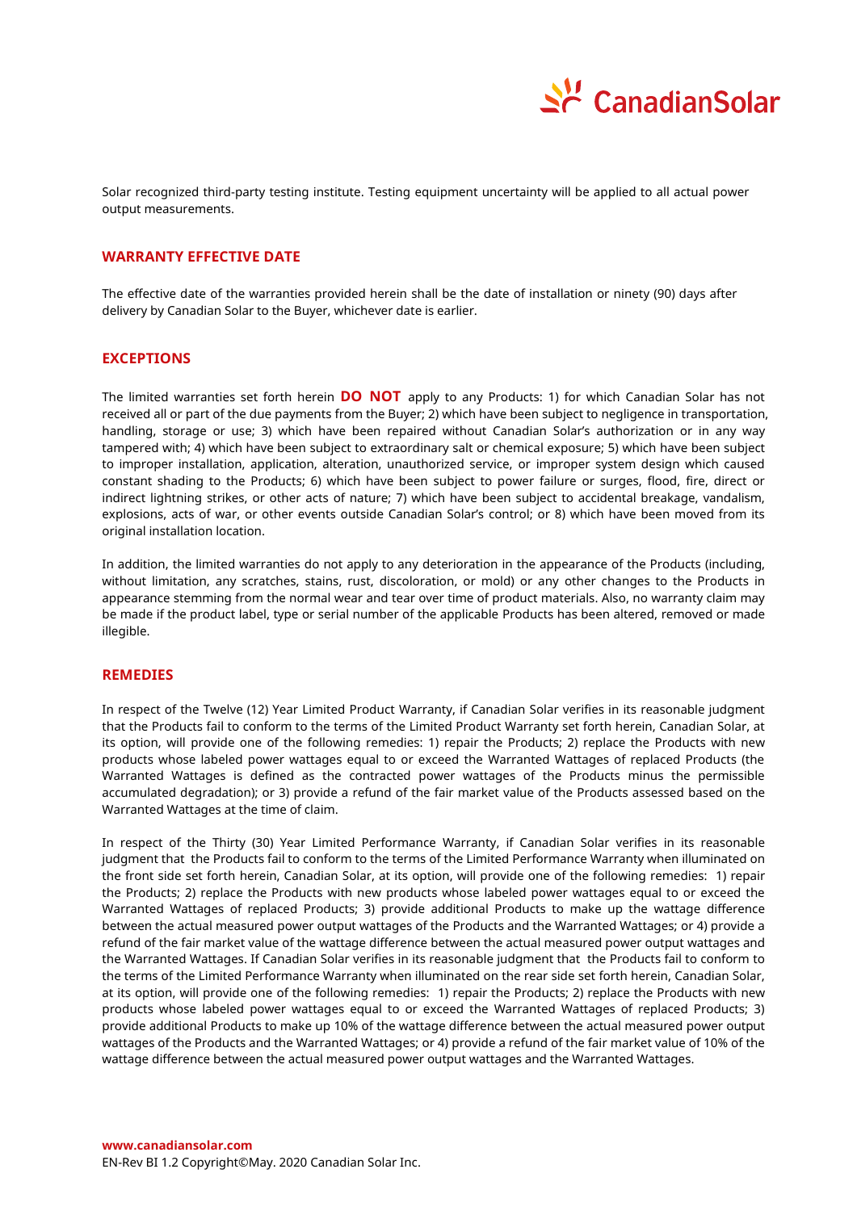Solar recognized third-party testing institute. Testing equipment uncertainty will be applied to all actual power output measurements.

## WARRANTY EFFECTIVE DATE

The effective date of the warranties provided herein shall be the date of installation or ninety (90) days after delivery by Canadian Solar to the Buyer, whichever date is earlier.

## EXCEPTIONS

The limited warranties set forth herein **DO NOT** apply to any Products: 1) for which Canadian Solar has not received all or part of the due payments from the Buyer; 2) which have been subject to negligence in transportation, handling, storage or use; 3) which have been repaired without Canadian Solar's authorization or in any way tampered with; 4) which have been subject to extraordinary salt or chemical exposure; 5) which have been subject to improper installation, application, alteration, unauthorized service, or improper system design which caused constant shading to the Products; 6) which have been subject to power failure or surges, flood, fire, direct or indirect lightning strikes, or other acts of nature; 7) which have been subject to accidental breakage, vandalism, explosions, acts of war, or other events outside Canadian Solar's control; or 8) which have been moved from its original installation location.

In addition, the limited warranties do not apply to any deterioration in the appearance of the Products (including, without limitation, any scratches, stains, rust, discoloration, or mold) or any other changes to the Products in appearance stemming from the normal wear and tear over time of product materials. Also, no warranty claim may be made if the product label, type or serial number of the applicable Products has been altered, removed or made illegible.

## REMEDIES

In respect of the Twelve (12) Year Limited Product Warranty, if Canadian Solar verifies in its reasonable judgment that the Products fail to conform to the terms of the Limited Product Warranty set forth herein, Canadian Solar, at its option, will provide one of the following remedies: 1) repair the Products; 2) replace the Products with new products whose labeled power wattages equal to or exceed the Warranted Wattages of replaced Products (the Warranted Wattages is defined as the contracted power wattages of the Products minus the permissible accumulated degradation); or 3) provide a refund of the fair market value of the Products assessed based on the Warranted Wattages at the time of claim.

In respect of the Thirty (30) Year Limited Performance Warranty, if Canadian Solar verifies in its reasonable judgment that the Products fail to conform to the terms of the Limited Performance Warranty when illuminated on the front side set forth herein, Canadian Solar, at its option, will provide one of the following remedies: 1) repair the Products; 2) replace the Products with new products whose labeled power wattages equal to or exceed the Warranted Wattages of replaced Products; 3) provide additional Products to make up the wattage difference between the actual measured power output wattages of the Products and the Warranted Wattages; or 4) provide a refund of the fair market value of the wattage difference between the actual measured power output wattages and the Warranted Wattages. If Canadian Solar verifies in its reasonable judgment that the Products fail to conform to the terms of the Limited Performance Warranty when illuminated on the rear side set forth herein, Canadian Solar, at its option, will provide one of the following remedies: 1) repair the Products; 2) replace the Products with new products whose labeled power wattages equal to or exceed the Warranted Wattages of replaced Products; 3) provide additional Products to make up 10% of the wattage difference between the actual measured power output wattages of the Products and the Warranted Wattages; or 4) provide a refund of the fair market value of 10% of the wattage difference between the actual measured power output wattages and the Warranted Wattages.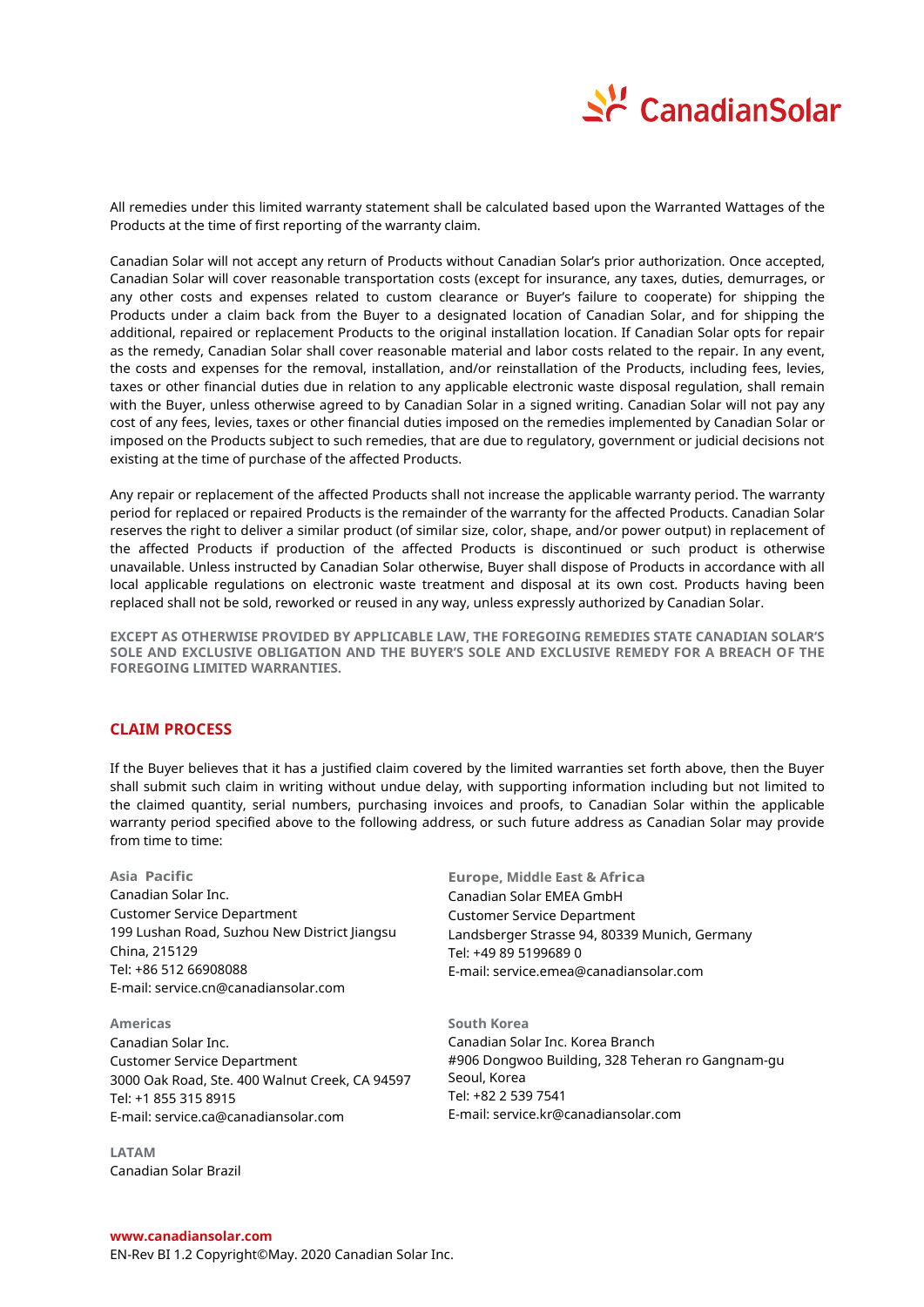All remedies under this limited warranty statement shall be calculated based upon the Warranted Wattages of the Products at the time of first reporting of the warranty claim.

Canadian Solar will not accept any return of Products without Canadian Solar's prior authorization. Once accepted, Canadian Solar will cover reasonable transportation costs (except for insurance, any taxes, duties, demurrages, or any other costs and expenses related to custom clearance or Buyer's failure to cooperate) for shipping the Products under a claim back from the Buyer to a designated location of Canadian Solar, and for shipping the additional, repaired or replacement Products to the original installation location. If Canadian Solar opts for repair as the remedy, Canadian Solar shall cover reasonable material and labor costs related to the repair. In any event, the costs and expenses for the removal, installation, and/or reinstallation of the Products, including fees, levies, taxes or other financial duties due in relation to any applicable electronic waste disposal regulation, shall remain with the Buyer, unless otherwise agreed to by Canadian Solar in a signed writing. Canadian Solar will not pay any cost of any fees, levies, taxes or other financial duties imposed on the remedies implemented by Canadian Solar or imposed on the Products subject to such remedies, that are due to regulatory, government or judicial decisions not existing at the time of purchase of the affected Products.

Any repair or replacement of the affected Products shall not increase the applicable warranty period. The warranty period for replaced or repaired Products is the remainder of the warranty for the affected Products. Canadian Solar reserves the right to deliver a similar product (of similar size, color, shape, and/or power output) in replacement of the affected Products if production of the affected Products is discontinued or such product is otherwise unavailable. Unless instructed by Canadian Solar otherwise, Buyer shall dispose of Products in accordance with all local applicable regulations on electronic waste treatment and disposal at its own cost. Products having been replaced shall not be sold, reworked or reused in any way, unless expressly authorized by Canadian Solar.

**EXCEPT AS OTHERWISE PROVIDED BY APPLICABLE LAW, THE FOREGOING REMEDIES STATE CANADIAN SOLAR'S SOLE AND EXCLUSIVE OBLIGATION AND THE BUYER'S SOLE AND EXCLUSIVE REMEDY FOR A BREACH OF THE FOREGOING LIMITED WARRANTIES.**

## CLAIM PROCESS

If the Buyer believes that it has a justified claim covered by the limited warranties set forth above, then the Buyer shall submit such claim in writing without undue delay, with supporting information including but not limited to the claimed quantity, serial numbers, purchasing invoices and proofs, to Canadian Solar within the applicable warranty period specified above to the following address, or such future address as Canadian Solar may provide from time to time:

**Asia Pacific**
Canadian Solar Inc.
Customer Service Department
199 Lushan Road, Suzhou New District Jiangsu
China, 215129
Tel: +86 512 66908088
E-mail: service.cn@canadiansolar.com

**Americas**
Canadian Solar Inc.
Customer Service Department
3000 Oak Road, Ste. 400 Walnut Creek, CA 94597
Tel: +1 855 315 8915
E-mail: service.ca@canadiansolar.com

**LATAM**
Canadian Solar Brazil

**Europe, Middle East & Africa**
Canadian Solar EMEA GmbH
Customer Service Department
Landsberger Strasse 94, 80339 Munich, Germany
Tel: +49 89 5199689 0
E-mail: service.emea@canadiansolar.com

**South Korea**
Canadian Solar Inc. Korea Branch
#906 Dongwoo Building, 328 Teheran ro Gangnam-gu
Seoul, Korea
Tel: +82 2 539 7541
E-mail: service.kr@canadiansolar.com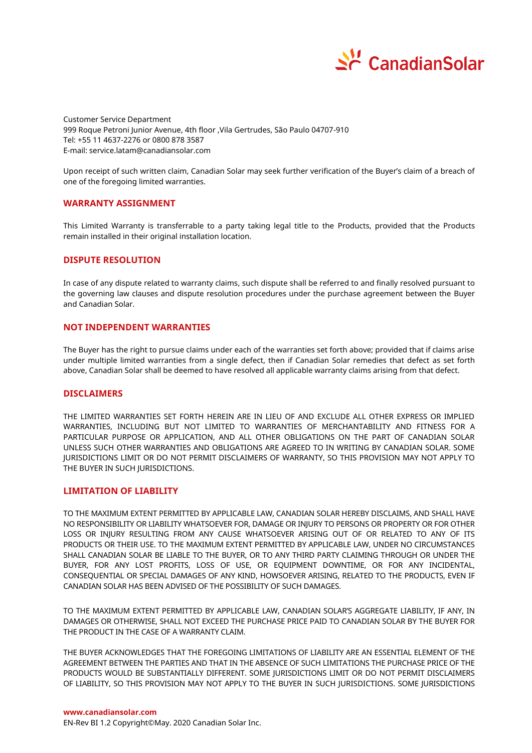Customer Service Department
999 Roque Petroni Junior Avenue, 4th floor ,Vila Gertrudes, São Paulo 04707-910
Tel: +55 11 4637-2276 or 0800 878 3587
E-mail: service.latam@canadiansolar.com

Upon receipt of such written claim, Canadian Solar may seek further verification of the Buyer's claim of a breach of one of the foregoing limited warranties.

## WARRANTY ASSIGNMENT

This Limited Warranty is transferrable to a party taking legal title to the Products, provided that the Products remain installed in their original installation location.

## DISPUTE RESOLUTION

In case of any dispute related to warranty claims, such dispute shall be referred to and finally resolved pursuant to the governing law clauses and dispute resolution procedures under the purchase agreement between the Buyer and Canadian Solar.

## NOT INDEPENDENT WARRANTIES

The Buyer has the right to pursue claims under each of the warranties set forth above; provided that if claims arise under multiple limited warranties from a single defect, then if Canadian Solar remedies that defect as set forth above, Canadian Solar shall be deemed to have resolved all applicable warranty claims arising from that defect.

## DISCLAIMERS

THE LIMITED WARRANTIES SET FORTH HEREIN ARE IN LIEU OF AND EXCLUDE ALL OTHER EXPRESS OR IMPLIED WARRANTIES, INCLUDING BUT NOT LIMITED TO WARRANTIES OF MERCHANTABILITY AND FITNESS FOR A PARTICULAR PURPOSE OR APPLICATION, AND ALL OTHER OBLIGATIONS ON THE PART OF CANADIAN SOLAR UNLESS SUCH OTHER WARRANTIES AND OBLIGATIONS ARE AGREED TO IN WRITING BY CANADIAN SOLAR. SOME JURISDICTIONS LIMIT OR DO NOT PERMIT DISCLAIMERS OF WARRANTY, SO THIS PROVISION MAY NOT APPLY TO THE BUYER IN SUCH JURISDICTIONS.

## LIMITATION OF LIABILITY

TO THE MAXIMUM EXTENT PERMITTED BY APPLICABLE LAW, CANADIAN SOLAR HEREBY DISCLAIMS, AND SHALL HAVE NO RESPONSIBILITY OR LIABILITY WHATSOEVER FOR, DAMAGE OR INJURY TO PERSONS OR PROPERTY OR FOR OTHER LOSS OR INJURY RESULTING FROM ANY CAUSE WHATSOEVER ARISING OUT OF OR RELATED TO ANY OF ITS PRODUCTS OR THEIR USE. TO THE MAXIMUM EXTENT PERMITTED BY APPLICABLE LAW, UNDER NO CIRCUMSTANCES SHALL CANADIAN SOLAR BE LIABLE TO THE BUYER, OR TO ANY THIRD PARTY CLAIMING THROUGH OR UNDER THE BUYER, FOR ANY LOST PROFITS, LOSS OF USE, OR EQUIPMENT DOWNTIME, OR FOR ANY INCIDENTAL, CONSEQUENTIAL OR SPECIAL DAMAGES OF ANY KIND, HOWSOEVER ARISING, RELATED TO THE PRODUCTS, EVEN IF CANADIAN SOLAR HAS BEEN ADVISED OF THE POSSIBILITY OF SUCH DAMAGES.

TO THE MAXIMUM EXTENT PERMITTED BY APPLICABLE LAW, CANADIAN SOLAR'S AGGREGATE LIABILITY, IF ANY, IN DAMAGES OR OTHERWISE, SHALL NOT EXCEED THE PURCHASE PRICE PAID TO CANADIAN SOLAR BY THE BUYER FOR THE PRODUCT IN THE CASE OF A WARRANTY CLAIM.

THE BUYER ACKNOWLEDGES THAT THE FOREGOING LIMITATIONS OF LIABILITY ARE AN ESSENTIAL ELEMENT OF THE AGREEMENT BETWEEN THE PARTIES AND THAT IN THE ABSENCE OF SUCH LIMITATIONS THE PURCHASE PRICE OF THE PRODUCTS WOULD BE SUBSTANTIALLY DIFFERENT. SOME JURISDICTIONS LIMIT OR DO NOT PERMIT DISCLAIMERS OF LIABILITY, SO THIS PROVISION MAY NOT APPLY TO THE BUYER IN SUCH JURISDICTIONS. SOME JURISDICTIONS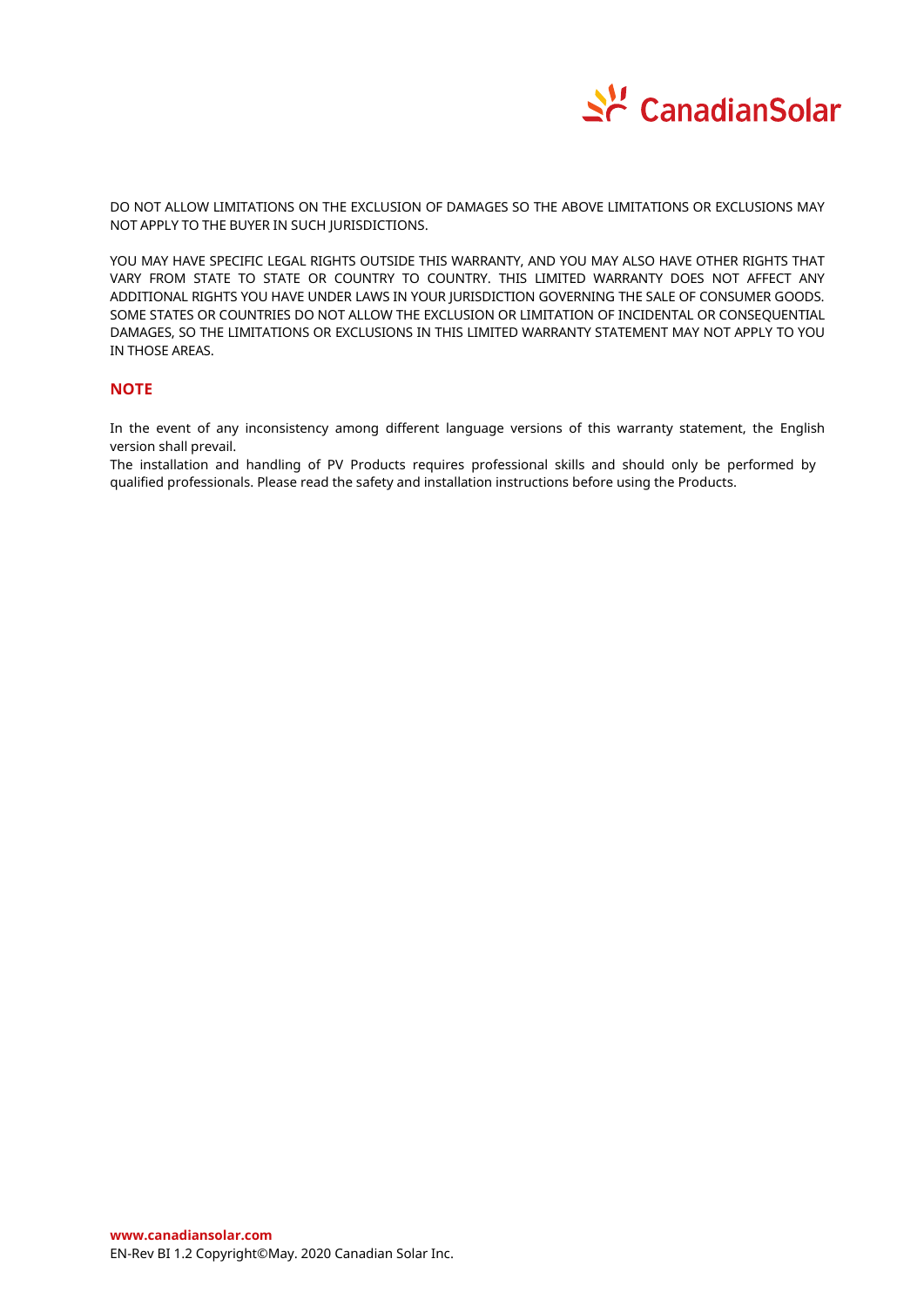DO NOT ALLOW LIMITATIONS ON THE EXCLUSION OF DAMAGES SO THE ABOVE LIMITATIONS OR EXCLUSIONS MAY NOT APPLY TO THE BUYER IN SUCH JURISDICTIONS.

YOU MAY HAVE SPECIFIC LEGAL RIGHTS OUTSIDE THIS WARRANTY, AND YOU MAY ALSO HAVE OTHER RIGHTS THAT VARY FROM STATE TO STATE OR COUNTRY TO COUNTRY. THIS LIMITED WARRANTY DOES NOT AFFECT ANY ADDITIONAL RIGHTS YOU HAVE UNDER LAWS IN YOUR JURISDICTION GOVERNING THE SALE OF CONSUMER GOODS. SOME STATES OR COUNTRIES DO NOT ALLOW THE EXCLUSION OR LIMITATION OF INCIDENTAL OR CONSEQUENTIAL DAMAGES, SO THE LIMITATIONS OR EXCLUSIONS IN THIS LIMITED WARRANTY STATEMENT MAY NOT APPLY TO YOU IN THOSE AREAS.

## NOTE

In the event of any inconsistency among different language versions of this warranty statement, the English version shall prevail.
The installation and handling of PV Products requires professional skills and should only be performed by qualified professionals. Please read the safety and installation instructions before using the Products.

**www.canadiansolar.com**
EN-Rev BI 1.2 Copyright©May. 2020 Canadian Solar Inc.